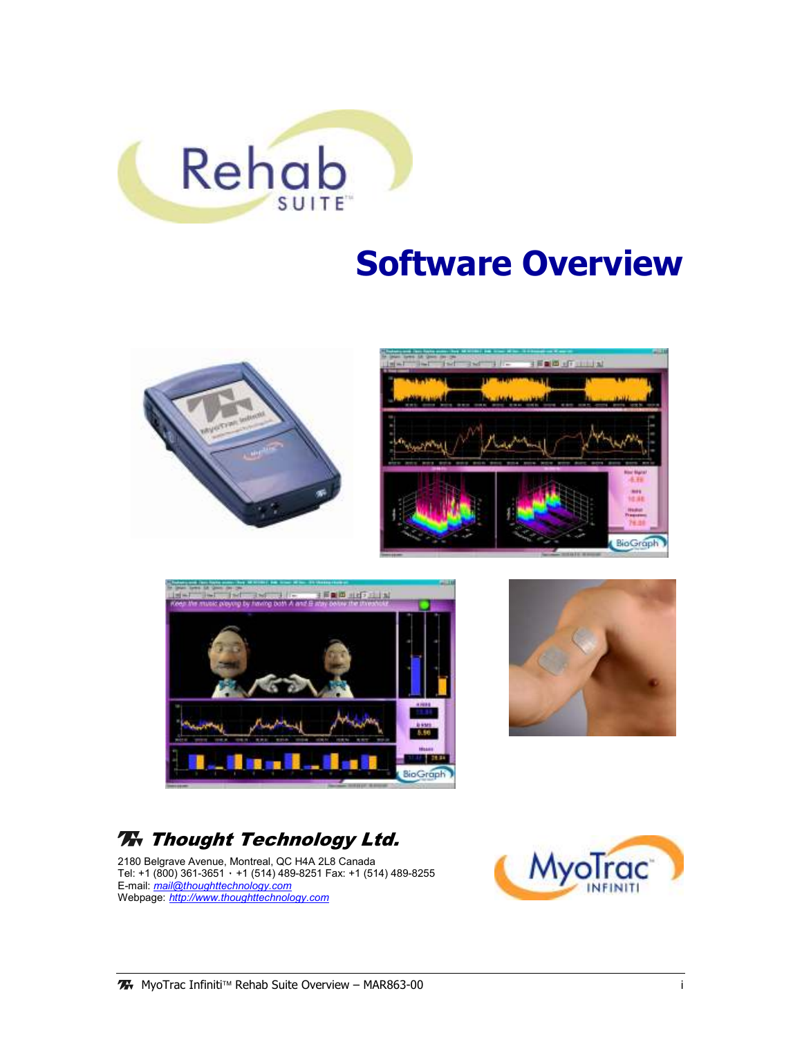# Rehab SUITE™

# Software Overview

**Thought Technology Ltd.**

2180 Belgrave Avenue, Montreal, QC H4A 2L8 Canada
Tel: +1 (800) 361-3651 · +1 (514) 489-8251 Fax: +1 (514) 489-8255
E-mail: mail@thoughttechnology.com
Webpage: http://www.thoughttechnology.com

MyoTrac™ INFINITI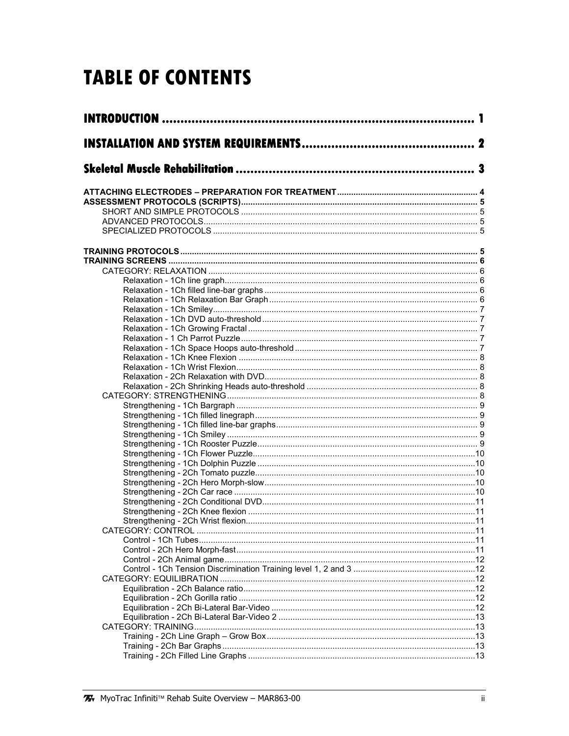# TABLE OF CONTENTS

**INTRODUCTION** ........................................................................ 1

**INSTALLATION AND SYSTEM REQUIREMENTS** ........................................ 2

**Skeletal Muscle Rehabilitation** ........................................................ 3

**ATTACHING ELECTRODES – PREPARATION FOR TREATMENT** ........................... 4
**ASSESSMENT PROTOCOLS (SCRIPTS)** ......................................................... 5
- SHORT AND SIMPLE PROTOCOLS ............................................................ 5
- ADVANCED PROTOCOLS ......................................................................... 5
- SPECIALIZED PROTOCOLS ...................................................................... 5

**TRAINING PROTOCOLS** ................................................................................ 5
**TRAINING SCREENS** ..................................................................................... 6
- CATEGORY: RELAXATION ........................................................................ 6
  - Relaxation - 1Ch line graph ............................................................... 6
  - Relaxation - 1Ch filled line-bar graphs ............................................... 6
  - Relaxation - 1Ch Relaxation Bar Graph ............................................... 6
  - Relaxation - 1Ch Smiley ..................................................................... 7
  - Relaxation - 1Ch DVD auto-threshold ................................................. 7
  - Relaxation - 1Ch Growing Fractal ........................................................ 7
  - Relaxation - 1 Ch Parrot Puzzle ........................................................... 7
  - Relaxation - 1Ch Space Hoops auto-threshold ...................................... 7
  - Relaxation - 1Ch Knee Flexion ............................................................ 8
  - Relaxation - 1Ch Wrist Flexion ............................................................ 8
  - Relaxation - 2Ch Relaxation with DVD ................................................. 8
  - Relaxation - 2Ch Shrinking Heads auto-threshold ................................. 8
- CATEGORY: STRENGTHENING .................................................................. 8
  - Strengthening - 1Ch Bargraph ............................................................. 9
  - Strengthening - 1Ch filled linegraph ..................................................... 9
  - Strengthening - 1Ch filled line-bar graphs ............................................. 9
  - Strengthening - 1Ch Smiley ................................................................. 9
  - Strengthening - 1Ch Rooster Puzzle ..................................................... 9
  - Strengthening - 1Ch Flower Puzzle ....................................................... 10
  - Strengthening - 1Ch Dolphin Puzzle ..................................................... 10
  - Strengthening - 2Ch Tomato puzzle ..................................................... 10
  - Strengthening - 2Ch Hero Morph-slow .................................................. 10
  - Strengthening - 2Ch Car race .............................................................. 10
  - Strengthening - 2Ch Conditional DVD ................................................... 11
  - Strengthening - 2Ch Knee flexion ........................................................ 11
  - Strengthening - 2Ch Wrist flexion ......................................................... 11
- CATEGORY: CONTROL ............................................................................ 11
  - Control - 1Ch Tubes ........................................................................... 11
  - Control - 2Ch Hero Morph-fast ............................................................ 11
  - Control - 2Ch Animal game ................................................................. 12
  - Control - 1Ch Tension Discrimination Training level 1, 2 and 3 ............... 12
- CATEGORY: EQUILIBRATION ................................................................... 12
  - Equilibration - 2Ch Balance ratio .......................................................... 12
  - Equilibration - 2Ch Gorilla ratio ........................................................... 12
  - Equilibration - 2Ch Bi-Lateral Bar-Video ............................................... 12
  - Equilibration - 2Ch Bi-Lateral Bar-Video 2 ............................................ 13
- CATEGORY: TRAINING ............................................................................ 13
  - Training - 2Ch Line Graph – Grow Box .................................................. 13
  - Training - 2Ch Bar Graphs ................................................................... 13
  - Training - 2Ch Filled Line Graphs ......................................................... 13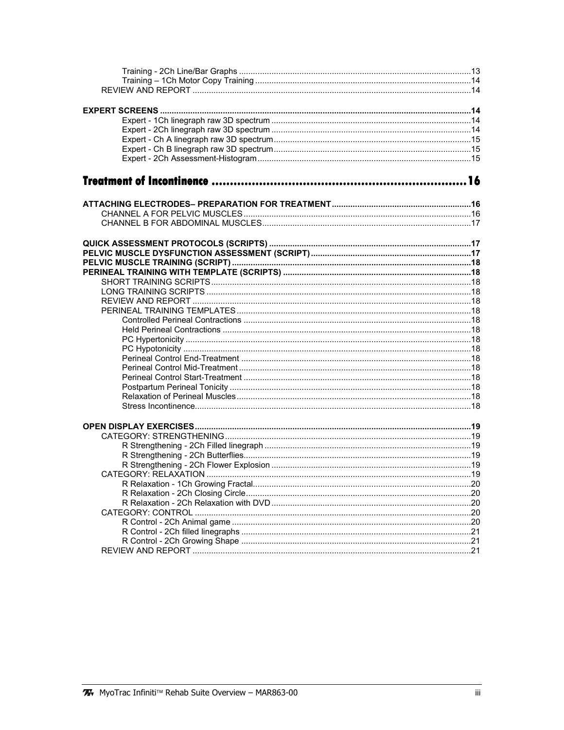Training - 2Ch Line/Bar Graphs ....................................................................................................13
Training – 1Ch Motor Copy Training ..............................................................................................14
REVIEW AND REPORT ........................................................................................................................14

**EXPERT SCREENS** ........................................................................................................................14
Expert - 1Ch linegraph raw 3D spectrum ......................................................................................14
Expert - 2Ch linegraph raw 3D spectrum ......................................................................................14
Expert - Ch A linegraph raw 3D spectrum .....................................................................................15
Expert - Ch B linegraph raw 3D spectrum .....................................................................................15
Expert - 2Ch Assessment-Histogram .............................................................................................15

# Treatment of Incontinence ....................................................................16

**ATTACHING ELECTRODES– PREPARATION FOR TREATMENT** ............................................................16
CHANNEL A FOR PELVIC MUSCLES ..................................................................................................16
CHANNEL B FOR ABDOMINAL MUSCLES ..........................................................................................17

**QUICK ASSESSMENT PROTOCOLS (SCRIPTS)** ........................................................................................17
**PELVIC MUSCLE DYSFUNCTION ASSESSMENT (SCRIPT)** ......................................................................17
**PELVIC MUSCLE TRAINING (SCRIPT)** ........................................................................................................18
**PERINEAL TRAINING WITH TEMPLATE (SCRIPTS)** ..................................................................................18
SHORT TRAINING SCRIPTS ................................................................................................................18
LONG TRAINING SCRIPTS ..................................................................................................................18
REVIEW AND REPORT ........................................................................................................................18
PERINEAL TRAINING TEMPLATES .....................................................................................................18
Controlled Perineal Contractions ...................................................................................................18
Held Perineal Contractions ............................................................................................................18
PC Hypertonicity ............................................................................................................................18
PC Hypotonicity .............................................................................................................................18
Perineal Control End-Treatment ....................................................................................................18
Perineal Control Mid-Treatment .....................................................................................................18
Perineal Control Start-Treatment ...................................................................................................18
Postpartum Perineal Tonicity .........................................................................................................18
Relaxation of Perineal Muscles ......................................................................................................18
Stress Incontinence........................................................................................................................18

**OPEN DISPLAY EXERCISES** ........................................................................................................................19
CATEGORY: STRENGTHENING ..........................................................................................................19
R Strengthening - 2Ch Filled linegraph ..........................................................................................19
R Strengthening - 2Ch Butterflies...................................................................................................19
R Strengthening - 2Ch Flower Explosion .......................................................................................19
CATEGORY: RELAXATION ..................................................................................................................19
R Relaxation - 1Ch Growing Fractal...............................................................................................20
R Relaxation - 2Ch Closing Circle..................................................................................................20
R Relaxation - 2Ch Relaxation with DVD .......................................................................................20
CATEGORY: CONTROL .......................................................................................................................20
R Control - 2Ch Animal game ........................................................................................................20
R Control - 2Ch filled linegraphs ....................................................................................................21
R Control - 2Ch Growing Shape ....................................................................................................21
REVIEW AND REPORT ........................................................................................................................21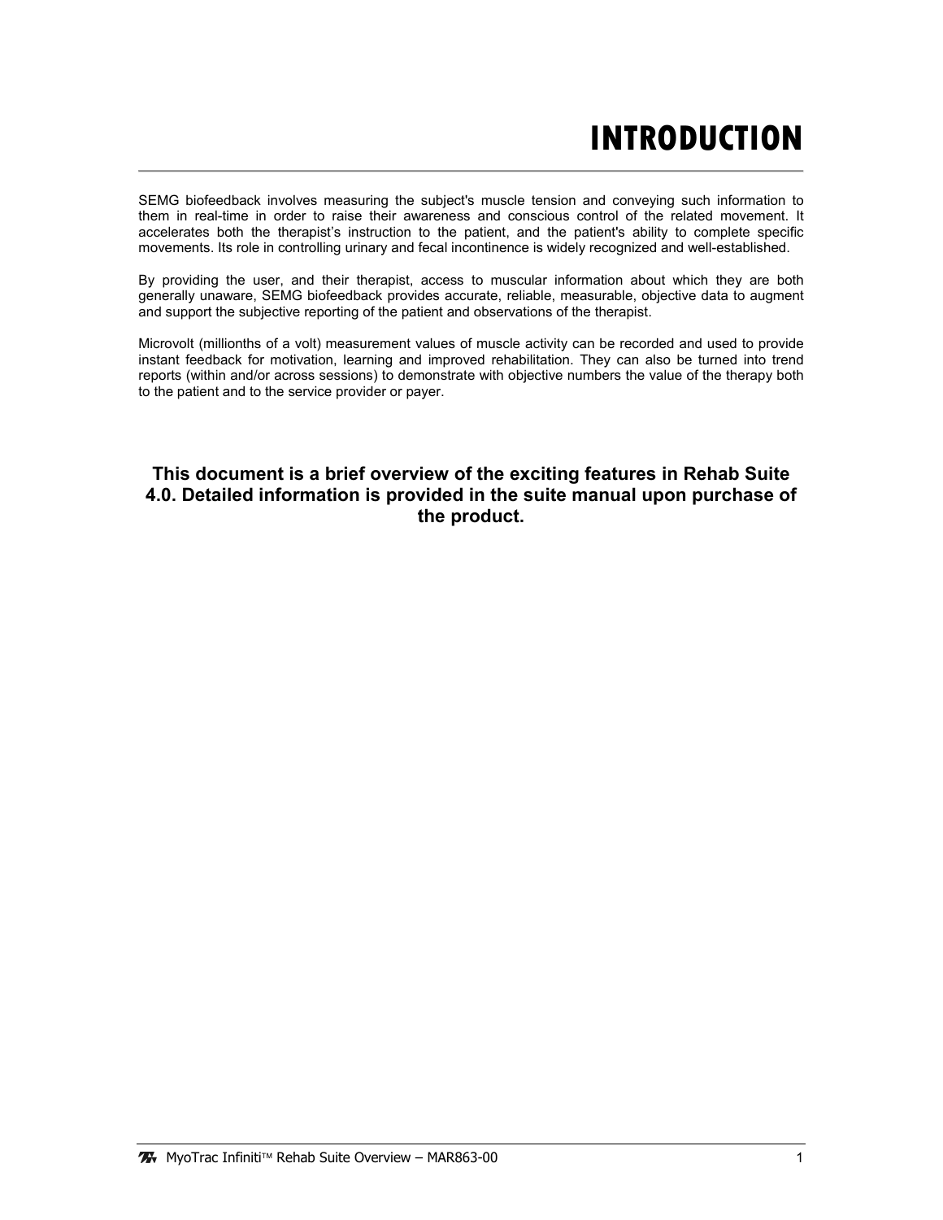# INTRODUCTION

SEMG biofeedback involves measuring the subject's muscle tension and conveying such information to them in real-time in order to raise their awareness and conscious control of the related movement. It accelerates both the therapist's instruction to the patient, and the patient's ability to complete specific movements. Its role in controlling urinary and fecal incontinence is widely recognized and well-established.

By providing the user, and their therapist, access to muscular information about which they are both generally unaware, SEMG biofeedback provides accurate, reliable, measurable, objective data to augment and support the subjective reporting of the patient and observations of the therapist.

Microvolt (millionths of a volt) measurement values of muscle activity can be recorded and used to provide instant feedback for motivation, learning and improved rehabilitation. They can also be turned into trend reports (within and/or across sessions) to demonstrate with objective numbers the value of the therapy both to the patient and to the service provider or payer.

**This document is a brief overview of the exciting features in Rehab Suite 4.0. Detailed information is provided in the suite manual upon purchase of the product.**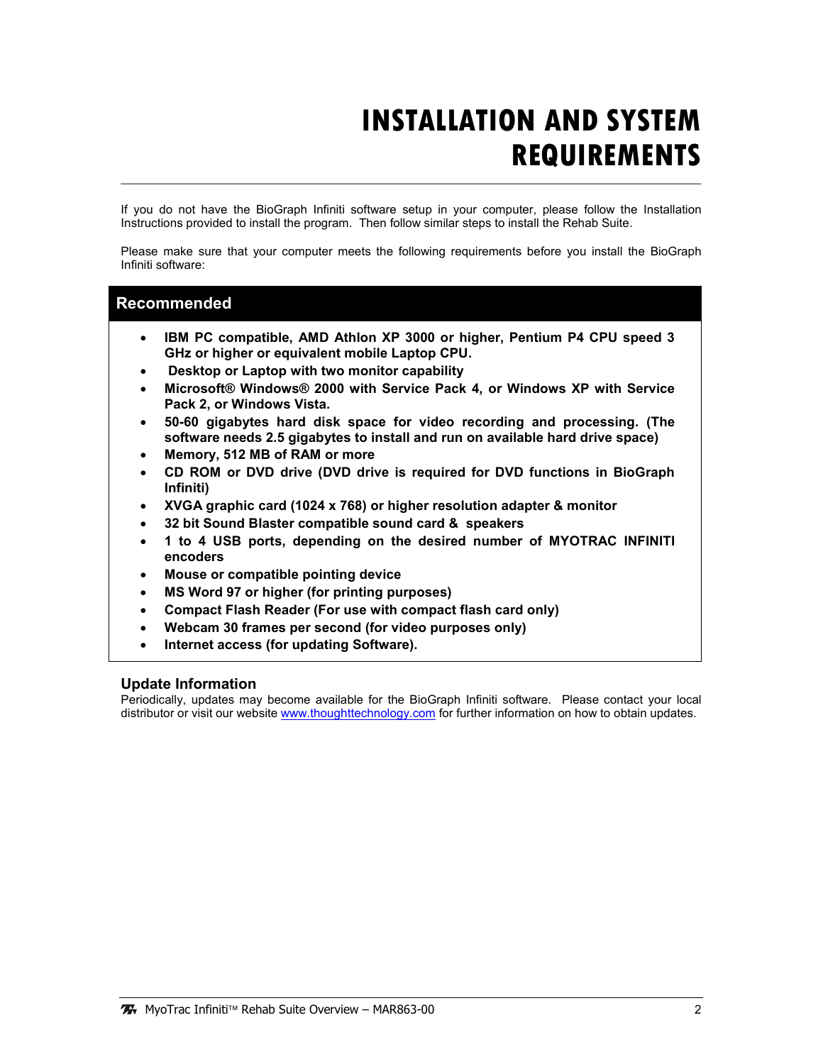# INSTALLATION AND SYSTEM REQUIREMENTS

If you do not have the BioGraph Infiniti software setup in your computer, please follow the Installation Instructions provided to install the program. Then follow similar steps to install the Rehab Suite.

Please make sure that your computer meets the following requirements before you install the BioGraph Infiniti software:

## Recommended

- **IBM PC compatible, AMD Athlon XP 3000 or higher, Pentium P4 CPU speed 3 GHz or higher or equivalent mobile Laptop CPU.**
- **Desktop or Laptop with two monitor capability**
- **Microsoft® Windows® 2000 with Service Pack 4, or Windows XP with Service Pack 2, or Windows Vista.**
- **50-60 gigabytes hard disk space for video recording and processing. (The software needs 2.5 gigabytes to install and run on available hard drive space)**
- **Memory, 512 MB of RAM or more**
- **CD ROM or DVD drive (DVD drive is required for DVD functions in BioGraph Infiniti)**
- **XVGA graphic card (1024 x 768) or higher resolution adapter & monitor**
- **32 bit Sound Blaster compatible sound card & speakers**
- **1 to 4 USB ports, depending on the desired number of MYOTRAC INFINITI encoders**
- **Mouse or compatible pointing device**
- **MS Word 97 or higher (for printing purposes)**
- **Compact Flash Reader (For use with compact flash card only)**
- **Webcam 30 frames per second (for video purposes only)**
- **Internet access (for updating Software).**

### Update Information

Periodically, updates may become available for the BioGraph Infiniti software. Please contact your local distributor or visit our website www.thoughttechnology.com for further information on how to obtain updates.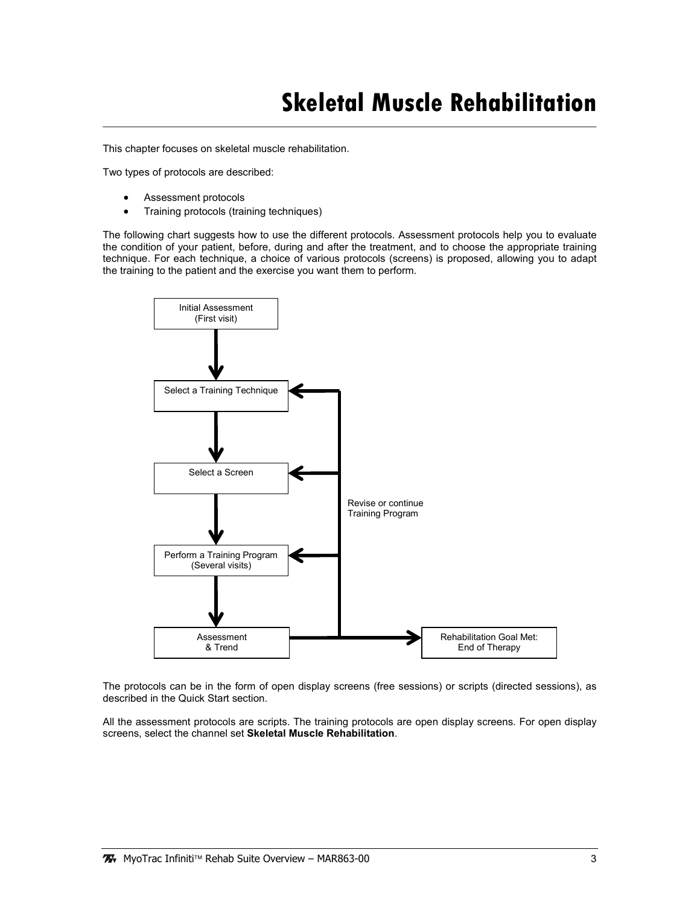# Skeletal Muscle Rehabilitation

This chapter focuses on skeletal muscle rehabilitation.

Two types of protocols are described:

- Assessment protocols
- Training protocols (training techniques)

The following chart suggests how to use the different protocols. Assessment protocols help you to evaluate the condition of your patient, before, during and after the treatment, and to choose the appropriate training technique. For each technique, a choice of various protocols (screens) is proposed, allowing you to adapt the training to the patient and the exercise you want them to perform.

Initial Assessment (First visit)

Select a Training Technique

Select a Screen

Perform a Training Program (Several visits)

Assessment & Trend

Revise or continue Training Program

Rehabilitation Goal Met: End of Therapy

The protocols can be in the form of open display screens (free sessions) or scripts (directed sessions), as described in the Quick Start section.

All the assessment protocols are scripts. The training protocols are open display screens. For open display screens, select the channel set **Skeletal Muscle Rehabilitation**.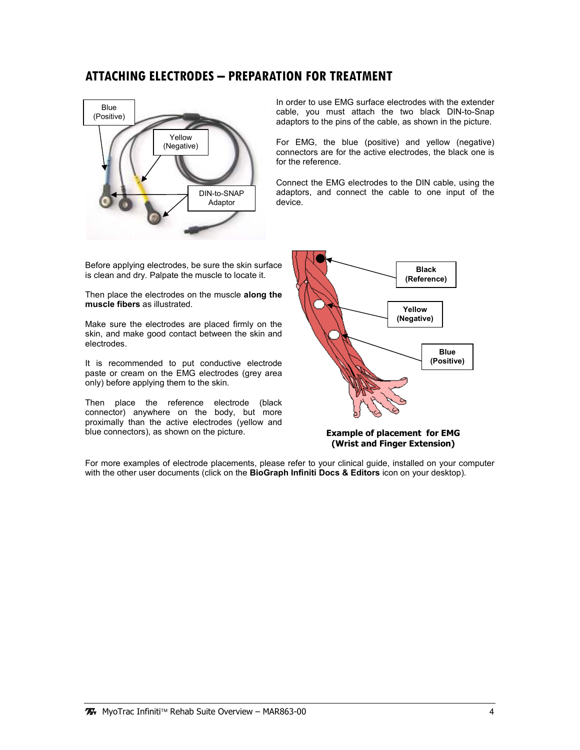## ATTACHING ELECTRODES – PREPARATION FOR TREATMENT

In order to use EMG surface electrodes with the extender cable, you must attach the two black DIN-to-Snap adaptors to the pins of the cable, as shown in the picture.

For EMG, the blue (positive) and yellow (negative) connectors are for the active electrodes, the black one is for the reference.

Connect the EMG electrodes to the DIN cable, using the adaptors, and connect the cable to one input of the device.

Before applying electrodes, be sure the skin surface is clean and dry. Palpate the muscle to locate it.

Then place the electrodes on the muscle **along the muscle fibers** as illustrated.

Make sure the electrodes are placed firmly on the skin, and make good contact between the skin and electrodes.

It is recommended to put conductive electrode paste or cream on the EMG electrodes (grey area only) before applying them to the skin.

Then place the reference electrode (black connector) anywhere on the body, but more proximally than the active electrodes (yellow and blue connectors), as shown on the picture.

**Example of placement for EMG (Wrist and Finger Extension)**

For more examples of electrode placements, please refer to your clinical guide, installed on your computer with the other user documents (click on the **BioGraph Infiniti Docs & Editors** icon on your desktop).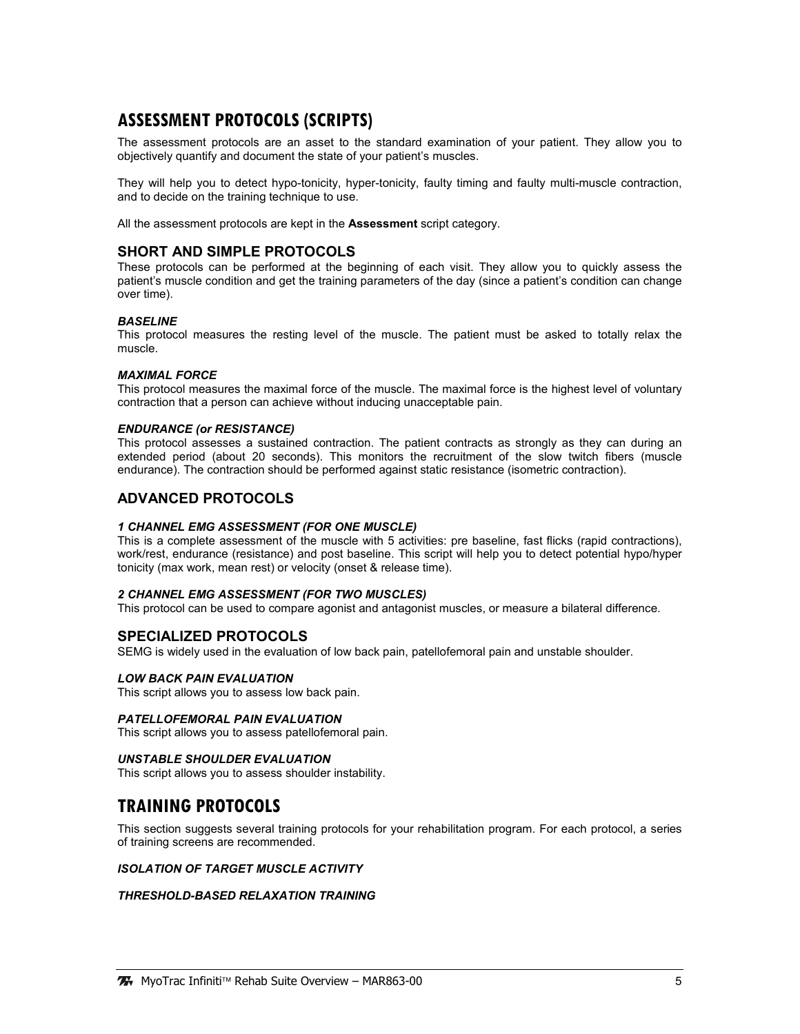# ASSESSMENT PROTOCOLS (SCRIPTS)

The assessment protocols are an asset to the standard examination of your patient. They allow you to objectively quantify and document the state of your patient's muscles.

They will help you to detect hypo-tonicity, hyper-tonicity, faulty timing and faulty multi-muscle contraction, and to decide on the training technique to use.

All the assessment protocols are kept in the **Assessment** script category.

## SHORT AND SIMPLE PROTOCOLS

These protocols can be performed at the beginning of each visit. They allow you to quickly assess the patient's muscle condition and get the training parameters of the day (since a patient's condition can change over time).

### *BASELINE*

This protocol measures the resting level of the muscle. The patient must be asked to totally relax the muscle.

### *MAXIMAL FORCE*

This protocol measures the maximal force of the muscle. The maximal force is the highest level of voluntary contraction that a person can achieve without inducing unacceptable pain.

### *ENDURANCE (or RESISTANCE)*

This protocol assesses a sustained contraction. The patient contracts as strongly as they can during an extended period (about 20 seconds). This monitors the recruitment of the slow twitch fibers (muscle endurance). The contraction should be performed against static resistance (isometric contraction).

## ADVANCED PROTOCOLS

### *1 CHANNEL EMG ASSESSMENT (FOR ONE MUSCLE)*

This is a complete assessment of the muscle with 5 activities: pre baseline, fast flicks (rapid contractions), work/rest, endurance (resistance) and post baseline. This script will help you to detect potential hypo/hyper tonicity (max work, mean rest) or velocity (onset & release time).

### *2 CHANNEL EMG ASSESSMENT (FOR TWO MUSCLES)*

This protocol can be used to compare agonist and antagonist muscles, or measure a bilateral difference.

## SPECIALIZED PROTOCOLS

SEMG is widely used in the evaluation of low back pain, patellofemoral pain and unstable shoulder.

### *LOW BACK PAIN EVALUATION*

This script allows you to assess low back pain.

### *PATELLOFEMORAL PAIN EVALUATION*

This script allows you to assess patellofemoral pain.

### *UNSTABLE SHOULDER EVALUATION*

This script allows you to assess shoulder instability.

# TRAINING PROTOCOLS

This section suggests several training protocols for your rehabilitation program. For each protocol, a series of training screens are recommended.

### *ISOLATION OF TARGET MUSCLE ACTIVITY*

### *THRESHOLD-BASED RELAXATION TRAINING*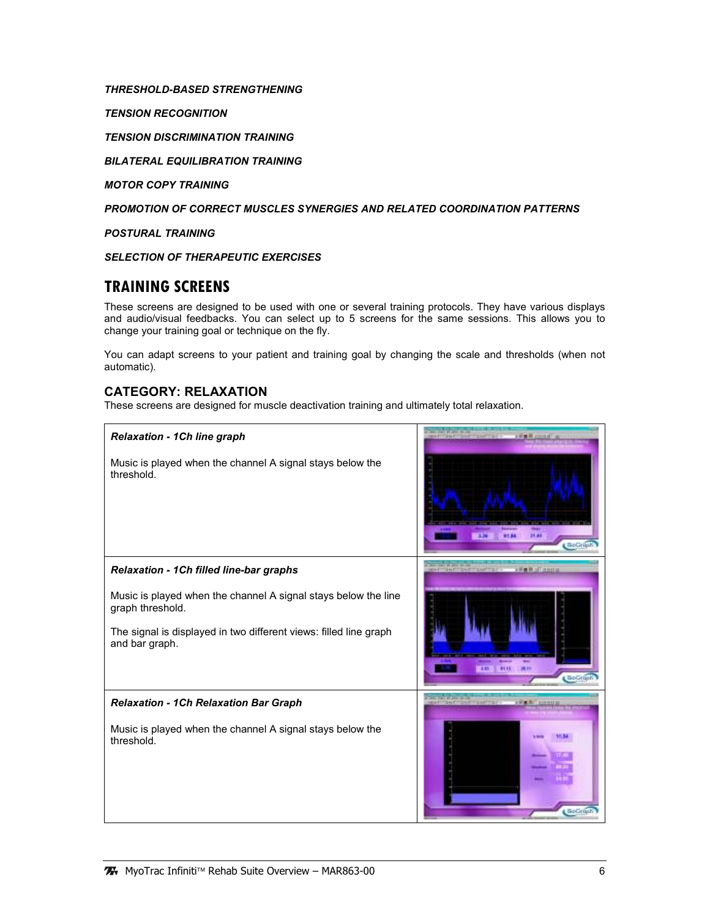*THRESHOLD-BASED STRENGTHENING*

*TENSION RECOGNITION*

*TENSION DISCRIMINATION TRAINING*

*BILATERAL EQUILIBRATION TRAINING*

*MOTOR COPY TRAINING*

*PROMOTION OF CORRECT MUSCLES SYNERGIES AND RELATED COORDINATION PATTERNS*

*POSTURAL TRAINING*

*SELECTION OF THERAPEUTIC EXERCISES*

# TRAINING SCREENS

These screens are designed to be used with one or several training protocols. They have various displays and audio/visual feedbacks. You can select up to 5 screens for the same sessions. This allows you to change your training goal or technique on the fly.

You can adapt screens to your patient and training goal by changing the scale and thresholds (when not automatic).

## CATEGORY: RELAXATION

These screens are designed for muscle deactivation training and ultimately total relaxation.

| | |
|---|---|
| ***Relaxation - 1Ch line graph***<br><br>Music is played when the channel A signal stays below the threshold. | |
| ***Relaxation - 1Ch filled line-bar graphs***<br><br>Music is played when the channel A signal stays below the line graph threshold.<br><br>The signal is displayed in two different views: filled line graph and bar graph. | |
| ***Relaxation - 1Ch Relaxation Bar Graph***<br><br>Music is played when the channel A signal stays below the threshold. | |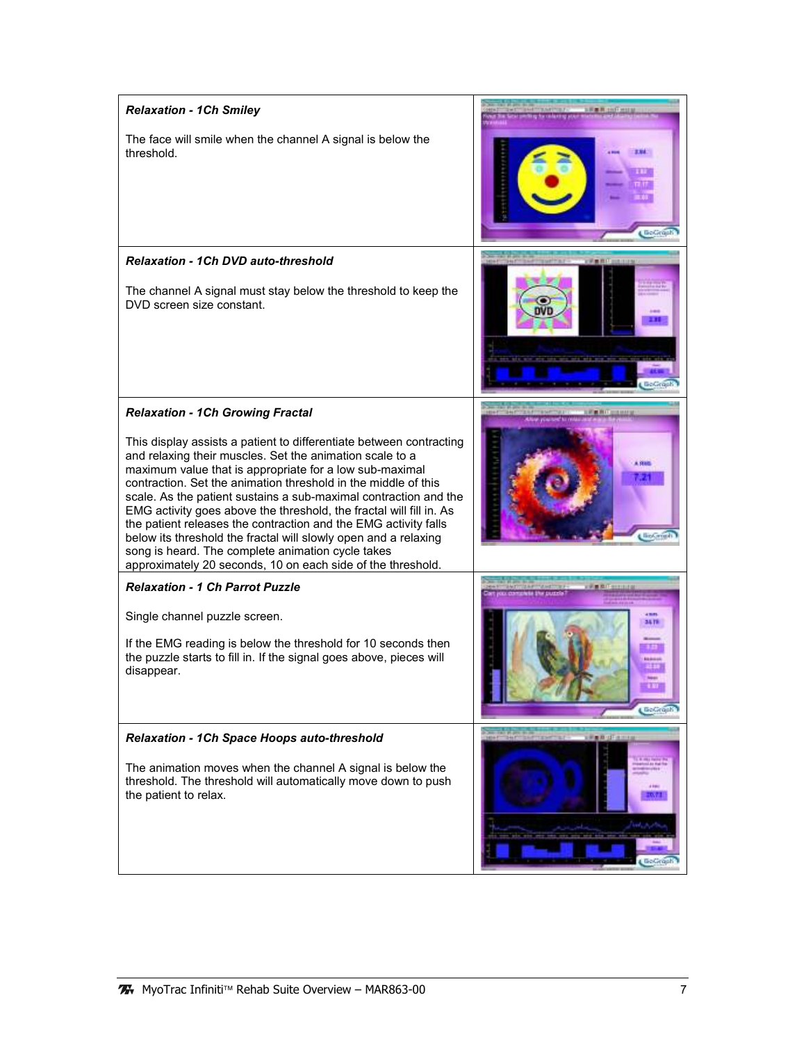| | |
|---|---|
| ***Relaxation - 1Ch Smiley***<br><br>The face will smile when the channel A signal is below the threshold. | |
| ***Relaxation - 1Ch DVD auto-threshold***<br><br>The channel A signal must stay below the threshold to keep the DVD screen size constant. | |
| ***Relaxation - 1Ch Growing Fractal***<br><br>This display assists a patient to differentiate between contracting and relaxing their muscles. Set the animation scale to a maximum value that is appropriate for a low sub-maximal contraction. Set the animation threshold in the middle of this scale. As the patient sustains a sub-maximal contraction and the EMG activity goes above the threshold, the fractal will fill in. As the patient releases the contraction and the EMG activity falls below its threshold the fractal will slowly open and a relaxing song is heard. The complete animation cycle takes approximately 20 seconds, 10 on each side of the threshold. | |
| ***Relaxation - 1 Ch Parrot Puzzle***<br><br>Single channel puzzle screen.<br><br>If the EMG reading is below the threshold for 10 seconds then the puzzle starts to fill in. If the signal goes above, pieces will disappear. | |
| ***Relaxation - 1Ch Space Hoops auto-threshold***<br><br>The animation moves when the channel A signal is below the threshold. The threshold will automatically move down to push the patient to relax. | |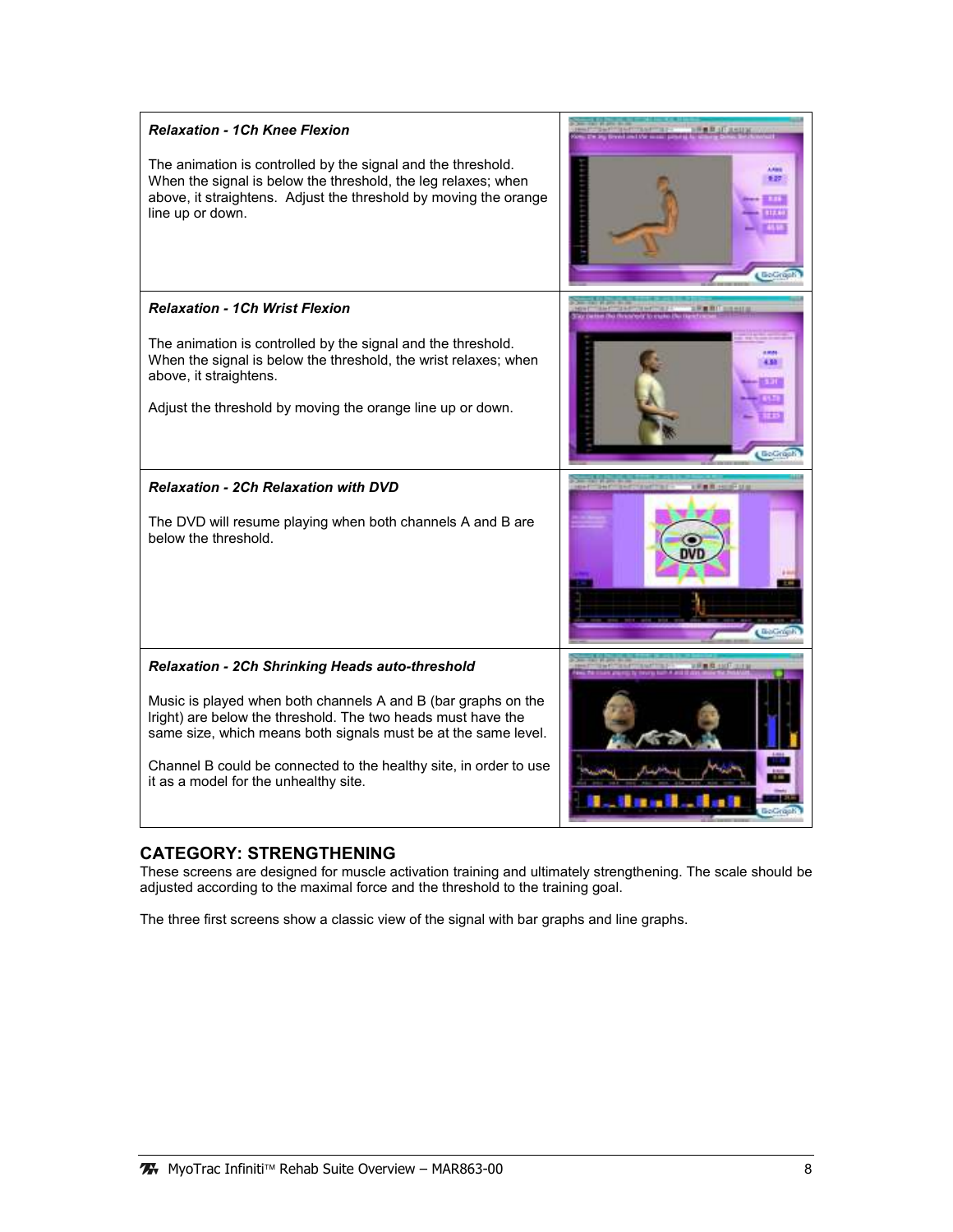| | |
|---|---|
| ***Relaxation - 1Ch Knee Flexion***<br><br>The animation is controlled by the signal and the threshold. When the signal is below the threshold, the leg relaxes; when above, it straightens. Adjust the threshold by moving the orange line up or down. | |
| ***Relaxation - 1Ch Wrist Flexion***<br><br>The animation is controlled by the signal and the threshold. When the signal is below the threshold, the wrist relaxes; when above, it straightens.<br><br>Adjust the threshold by moving the orange line up or down. | |
| ***Relaxation - 2Ch Relaxation with DVD***<br><br>The DVD will resume playing when both channels A and B are below the threshold. | |
| ***Relaxation - 2Ch Shrinking Heads auto-threshold***<br><br>Music is played when both channels A and B (bar graphs on the lright) are below the threshold. The two heads must have the same size, which means both signals must be at the same level.<br><br>Channel B could be connected to the healthy site, in order to use it as a model for the unhealthy site. | |

## CATEGORY: STRENGTHENING

These screens are designed for muscle activation training and ultimately strengthening. The scale should be adjusted according to the maximal force and the threshold to the training goal.

The three first screens show a classic view of the signal with bar graphs and line graphs.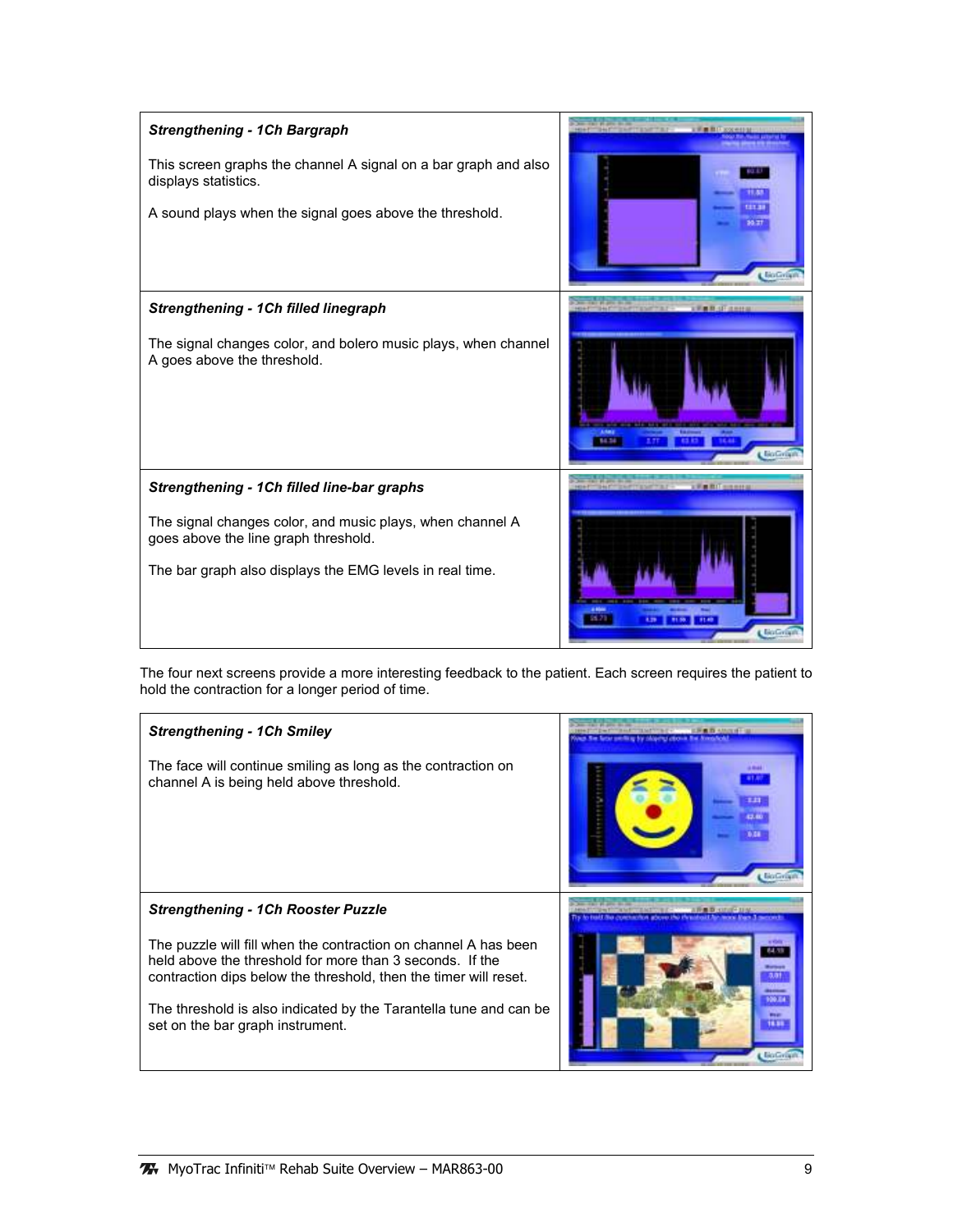| | |
|---|---|
| ***Strengthening - 1Ch Bargraph***<br><br>This screen graphs the channel A signal on a bar graph and also displays statistics.<br><br>A sound plays when the signal goes above the threshold. | |
| ***Strengthening - 1Ch filled linegraph***<br><br>The signal changes color, and bolero music plays, when channel A goes above the threshold. | |
| ***Strengthening - 1Ch filled line-bar graphs***<br><br>The signal changes color, and music plays, when channel A goes above the line graph threshold.<br><br>The bar graph also displays the EMG levels in real time. | |

The four next screens provide a more interesting feedback to the patient. Each screen requires the patient to hold the contraction for a longer period of time.

| | |
|---|---|
| ***Strengthening - 1Ch Smiley***<br><br>The face will continue smiling as long as the contraction on channel A is being held above threshold. | |
| ***Strengthening - 1Ch Rooster Puzzle***<br><br>The puzzle will fill when the contraction on channel A has been held above the threshold for more than 3 seconds. If the contraction dips below the threshold, then the timer will reset.<br><br>The threshold is also indicated by the Tarantella tune and can be set on the bar graph instrument. | |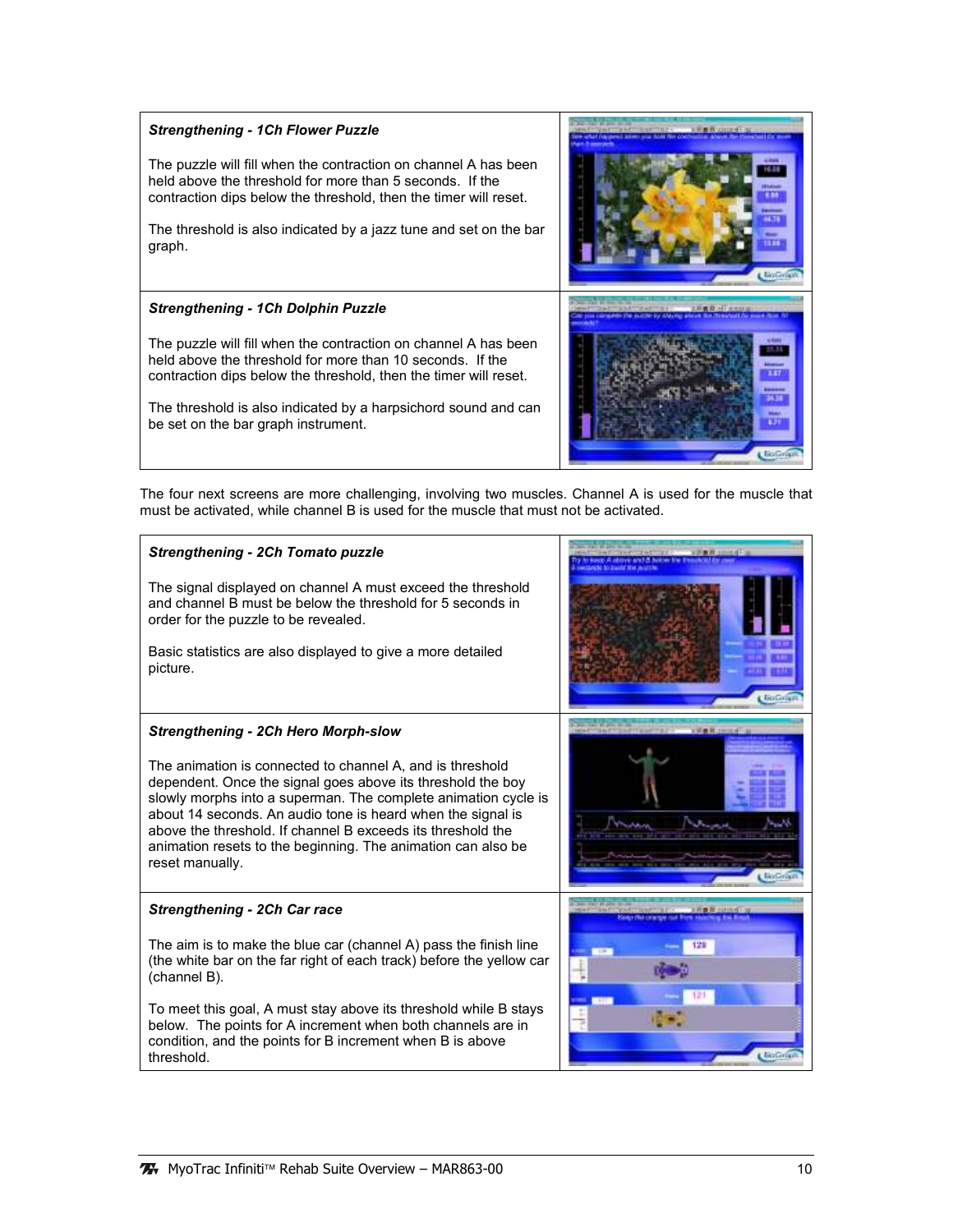| | |
|---|---|
| ***Strengthening - 1Ch Flower Puzzle***<br><br>The puzzle will fill when the contraction on channel A has been held above the threshold for more than 5 seconds. If the contraction dips below the threshold, then the timer will reset.<br><br>The threshold is also indicated by a jazz tune and set on the bar graph. | |
| ***Strengthening - 1Ch Dolphin Puzzle***<br><br>The puzzle will fill when the contraction on channel A has been held above the threshold for more than 10 seconds. If the contraction dips below the threshold, then the timer will reset.<br><br>The threshold is also indicated by a harpsichord sound and can be set on the bar graph instrument. | |

The four next screens are more challenging, involving two muscles. Channel A is used for the muscle that must be activated, while channel B is used for the muscle that must not be activated.

| | |
|---|---|
| ***Strengthening - 2Ch Tomato puzzle***<br><br>The signal displayed on channel A must exceed the threshold and channel B must be below the threshold for 5 seconds in order for the puzzle to be revealed.<br><br>Basic statistics are also displayed to give a more detailed picture. | |
| ***Strengthening - 2Ch Hero Morph-slow***<br><br>The animation is connected to channel A, and is threshold dependent. Once the signal goes above its threshold the boy slowly morphs into a superman. The complete animation cycle is about 14 seconds. An audio tone is heard when the signal is above the threshold. If channel B exceeds its threshold the animation resets to the beginning. The animation can also be reset manually. | |
| ***Strengthening - 2Ch Car race***<br><br>The aim is to make the blue car (channel A) pass the finish line (the white bar on the far right of each track) before the yellow car (channel B).<br><br>To meet this goal, A must stay above its threshold while B stays below. The points for A increment when both channels are in condition, and the points for B increment when B is above threshold. | |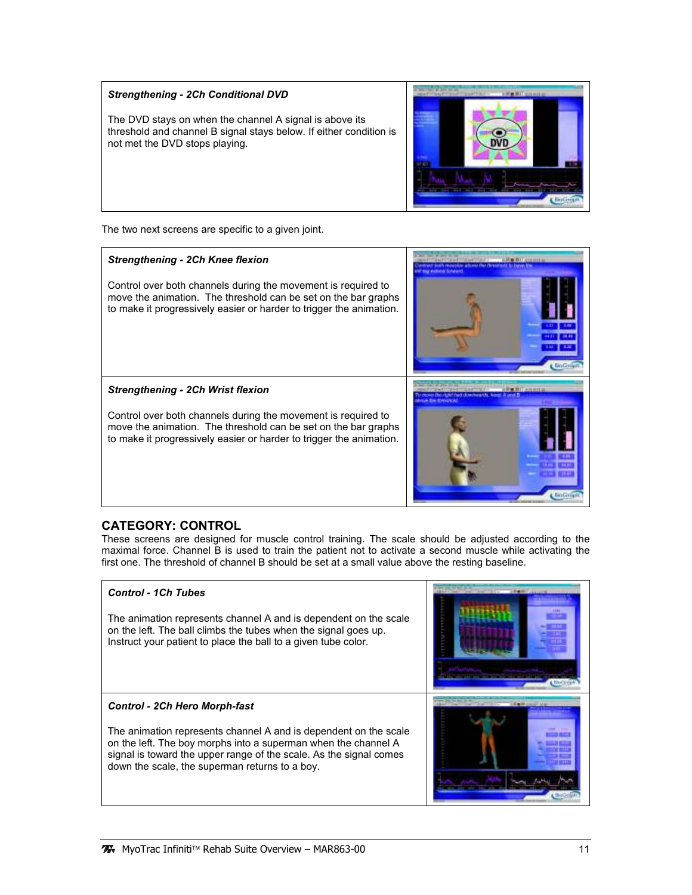***Strengthening - 2Ch Conditional DVD***

The DVD stays on when the channel A signal is above its threshold and channel B signal stays below. If either condition is not met the DVD stops playing.

The two next screens are specific to a given joint.

***Strengthening - 2Ch Knee flexion***

Control over both channels during the movement is required to move the animation. The threshold can be set on the bar graphs to make it progressively easier or harder to trigger the animation.

***Strengthening - 2Ch Wrist flexion***

Control over both channels during the movement is required to move the animation. The threshold can be set on the bar graphs to make it progressively easier or harder to trigger the animation.

## CATEGORY: CONTROL

These screens are designed for muscle control training. The scale should be adjusted according to the maximal force. Channel B is used to train the patient not to activate a second muscle while activating the first one. The threshold of channel B should be set at a small value above the resting baseline.

***Control - 1Ch Tubes***

The animation represents channel A and is dependent on the scale on the left. The ball climbs the tubes when the signal goes up. Instruct your patient to place the ball to a given tube color.

***Control - 2Ch Hero Morph-fast***

The animation represents channel A and is dependent on the scale on the left. The boy morphs into a superman when the channel A signal is toward the upper range of the scale. As the signal comes down the scale, the superman returns to a boy.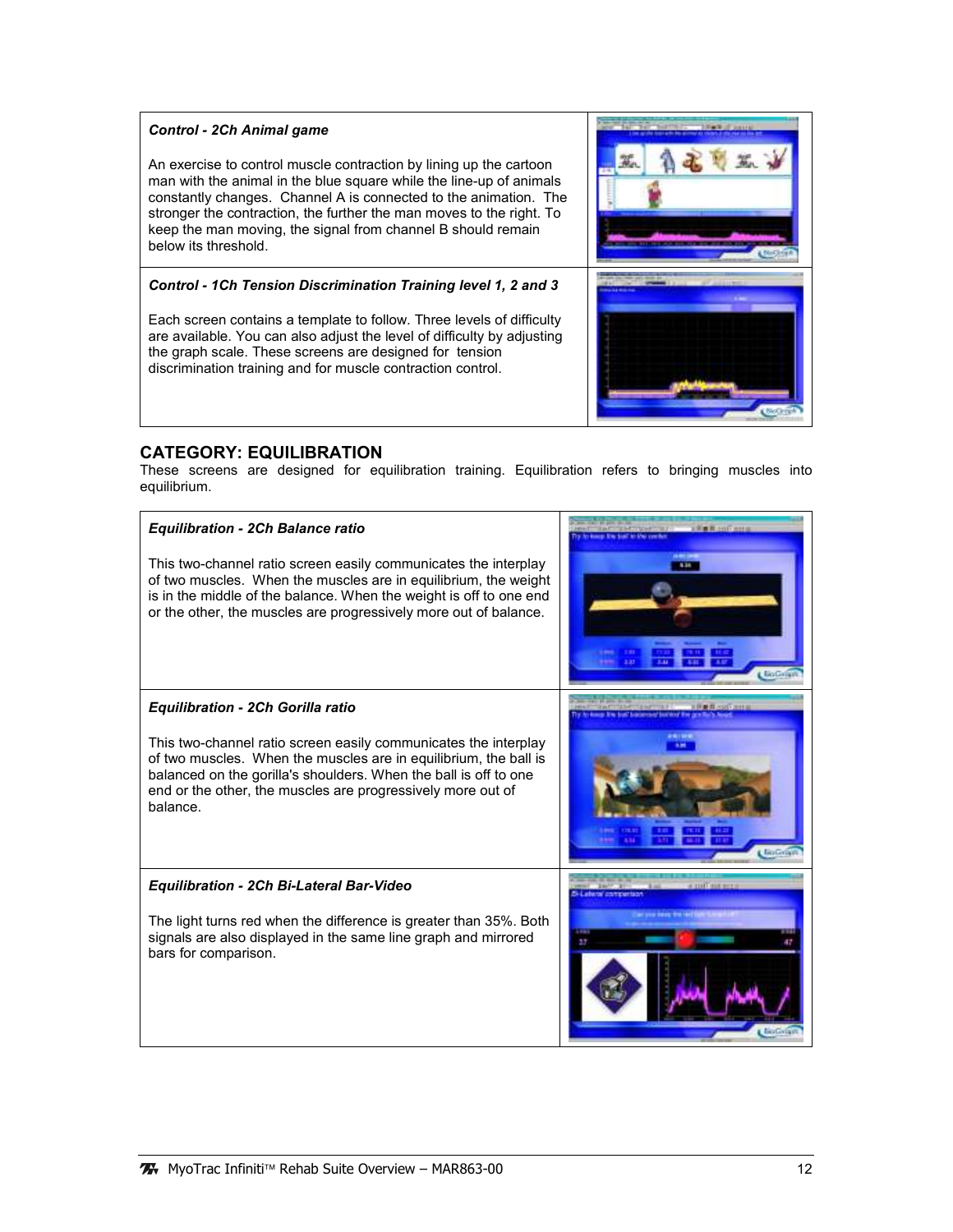**_Control - 2Ch Animal game_**

An exercise to control muscle contraction by lining up the cartoon man with the animal in the blue square while the line-up of animals constantly changes. Channel A is connected to the animation. The stronger the contraction, the further the man moves to the right. To keep the man moving, the signal from channel B should remain below its threshold.

**_Control - 1Ch Tension Discrimination Training level 1, 2 and 3_**

Each screen contains a template to follow. Three levels of difficulty are available. You can also adjust the level of difficulty by adjusting the graph scale. These screens are designed for tension discrimination training and for muscle contraction control.

## CATEGORY: EQUILIBRATION

These screens are designed for equilibration training. Equilibration refers to bringing muscles into equilibrium.

**_Equilibration - 2Ch Balance ratio_**

This two-channel ratio screen easily communicates the interplay of two muscles. When the muscles are in equilibrium, the weight is in the middle of the balance. When the weight is off to one end or the other, the muscles are progressively more out of balance.

**_Equilibration - 2Ch Gorilla ratio_**

This two-channel ratio screen easily communicates the interplay of two muscles. When the muscles are in equilibrium, the ball is balanced on the gorilla's shoulders. When the ball is off to one end or the other, the muscles are progressively more out of balance.

**_Equilibration - 2Ch Bi-Lateral Bar-Video_**

The light turns red when the difference is greater than 35%. Both signals are also displayed in the same line graph and mirrored bars for comparison.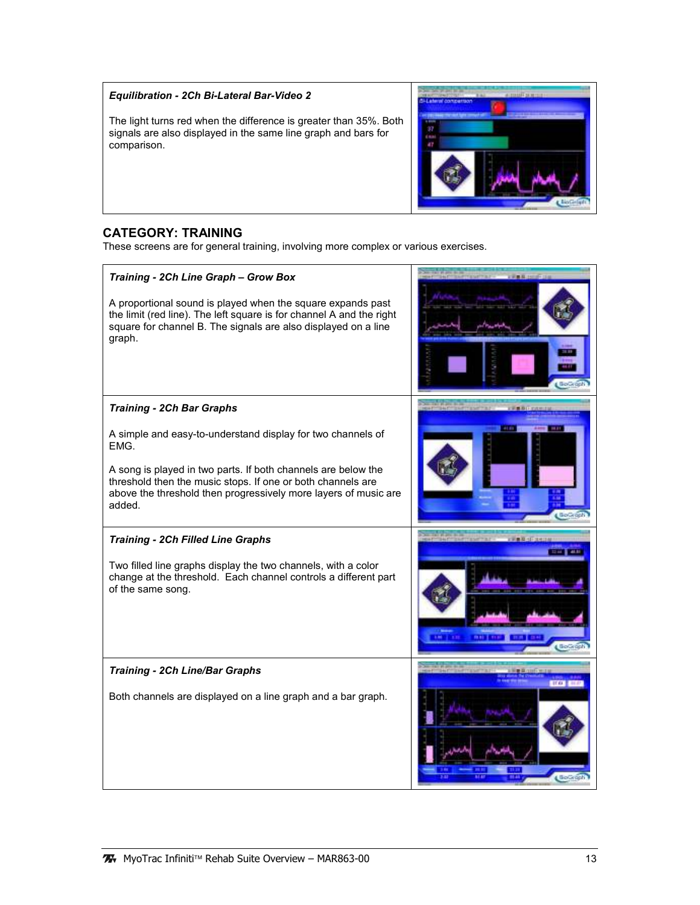*Equilibration - 2Ch Bi-Lateral Bar-Video 2*

The light turns red when the difference is greater than 35%. Both signals are also displayed in the same line graph and bars for comparison.

## CATEGORY: TRAINING

These screens are for general training, involving more complex or various exercises.

*Training - 2Ch Line Graph – Grow Box*

A proportional sound is played when the square expands past the limit (red line). The left square is for channel A and the right square for channel B. The signals are also displayed on a line graph.

*Training - 2Ch Bar Graphs*

A simple and easy-to-understand display for two channels of EMG.

A song is played in two parts. If both channels are below the threshold then the music stops. If one or both channels are above the threshold then progressively more layers of music are added.

*Training - 2Ch Filled Line Graphs*

Two filled line graphs display the two channels, with a color change at the threshold. Each channel controls a different part of the same song.

*Training - 2Ch Line/Bar Graphs*

Both channels are displayed on a line graph and a bar graph.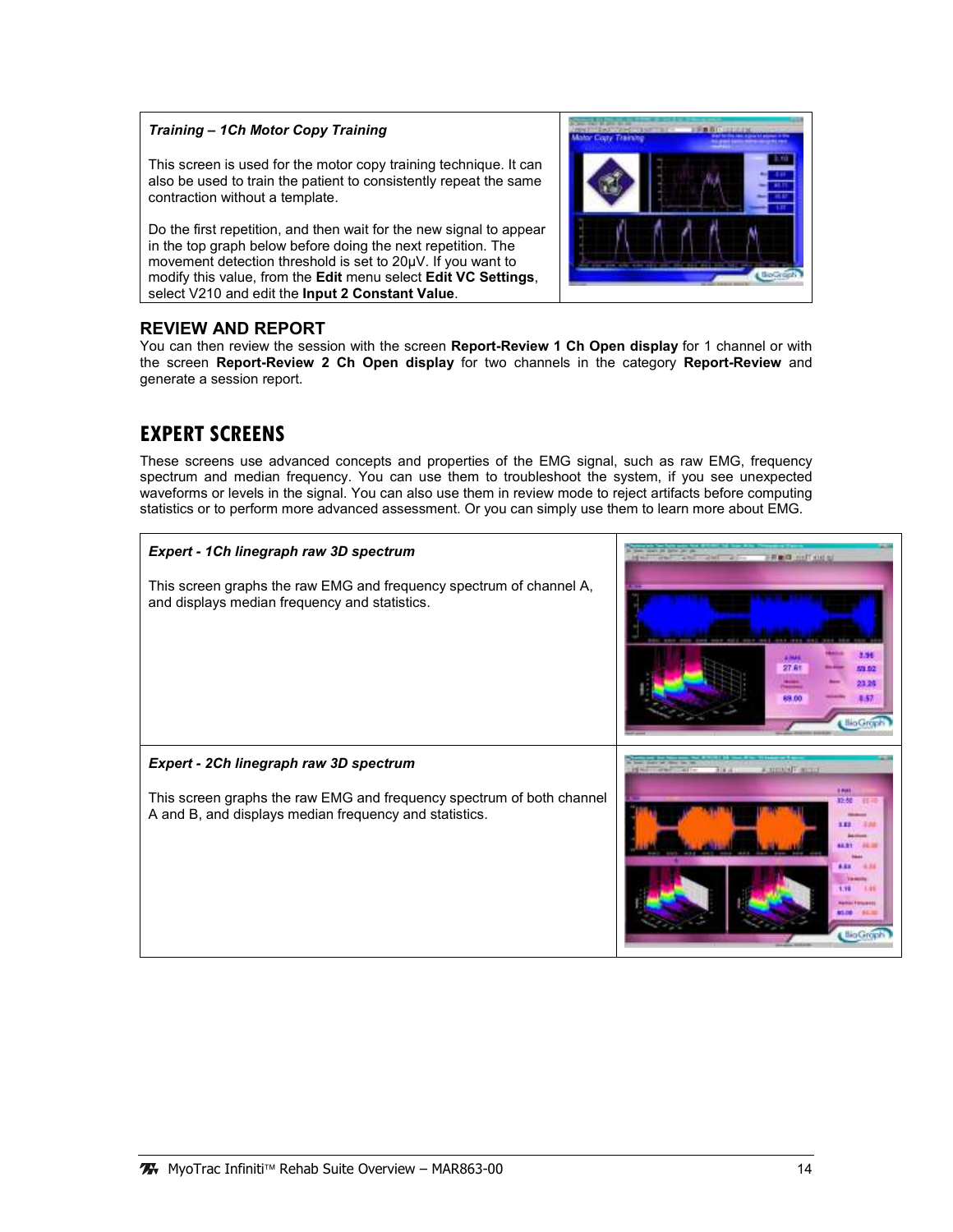| ***Training – 1Ch Motor Copy Training***<br><br>This screen is used for the motor copy training technique. It can also be used to train the patient to consistently repeat the same contraction without a template.<br><br>Do the first repetition, and then wait for the new signal to appear in the top graph below before doing the next repetition. The movement detection threshold is set to 20µV. If you want to modify this value, from the **Edit** menu select **Edit VC Settings**, select V210 and edit the **Input 2 Constant Value**. | |
|---|---|

## REVIEW AND REPORT

You can then review the session with the screen **Report-Review 1 Ch Open display** for 1 channel or with the screen **Report-Review 2 Ch Open display** for two channels in the category **Report-Review** and generate a session report.

# EXPERT SCREENS

These screens use advanced concepts and properties of the EMG signal, such as raw EMG, frequency spectrum and median frequency. You can use them to troubleshoot the system, if you see unexpected waveforms or levels in the signal. You can also use them in review mode to reject artifacts before computing statistics or to perform more advanced assessment. Or you can simply use them to learn more about EMG.

| ***Expert - 1Ch linegraph raw 3D spectrum***<br><br>This screen graphs the raw EMG and frequency spectrum of channel A, and displays median frequency and statistics. | |
|---|---|
| ***Expert - 2Ch linegraph raw 3D spectrum***<br><br>This screen graphs the raw EMG and frequency spectrum of both channel A and B, and displays median frequency and statistics. | |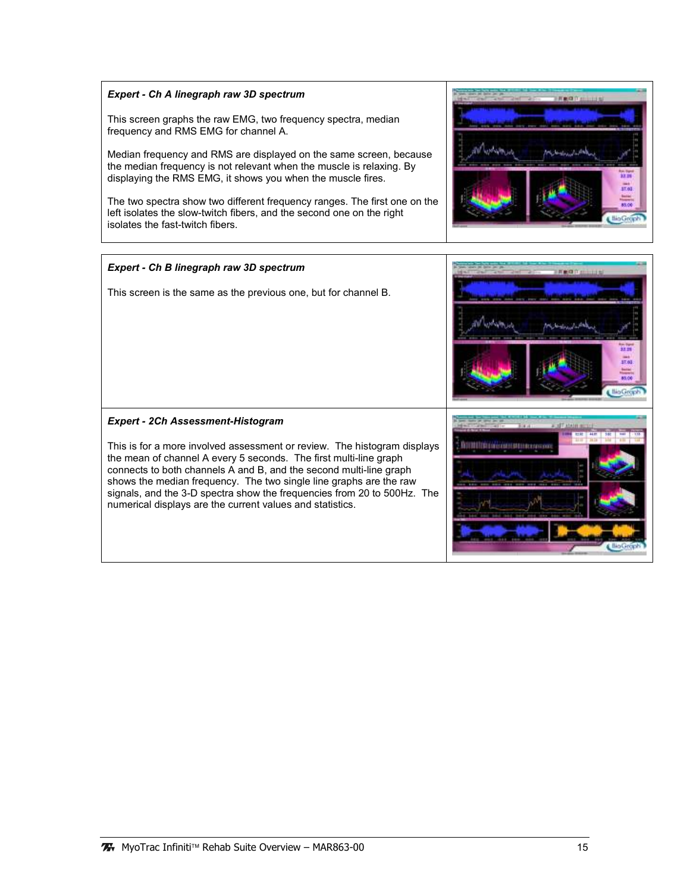***Expert - Ch A linegraph raw 3D spectrum***

This screen graphs the raw EMG, two frequency spectra, median frequency and RMS EMG for channel A.

Median frequency and RMS are displayed on the same screen, because the median frequency is not relevant when the muscle is relaxing. By displaying the RMS EMG, it shows you when the muscle fires.

The two spectra show two different frequency ranges. The first one on the left isolates the slow-twitch fibers, and the second one on the right isolates the fast-twitch fibers.

***Expert - Ch B linegraph raw 3D spectrum***

This screen is the same as the previous one, but for channel B.

***Expert - 2Ch Assessment-Histogram***

This is for a more involved assessment or review. The histogram displays the mean of channel A every 5 seconds. The first multi-line graph connects to both channels A and B, and the second multi-line graph shows the median frequency. The two single line graphs are the raw signals, and the 3-D spectra show the frequencies from 20 to 500Hz. The numerical displays are the current values and statistics.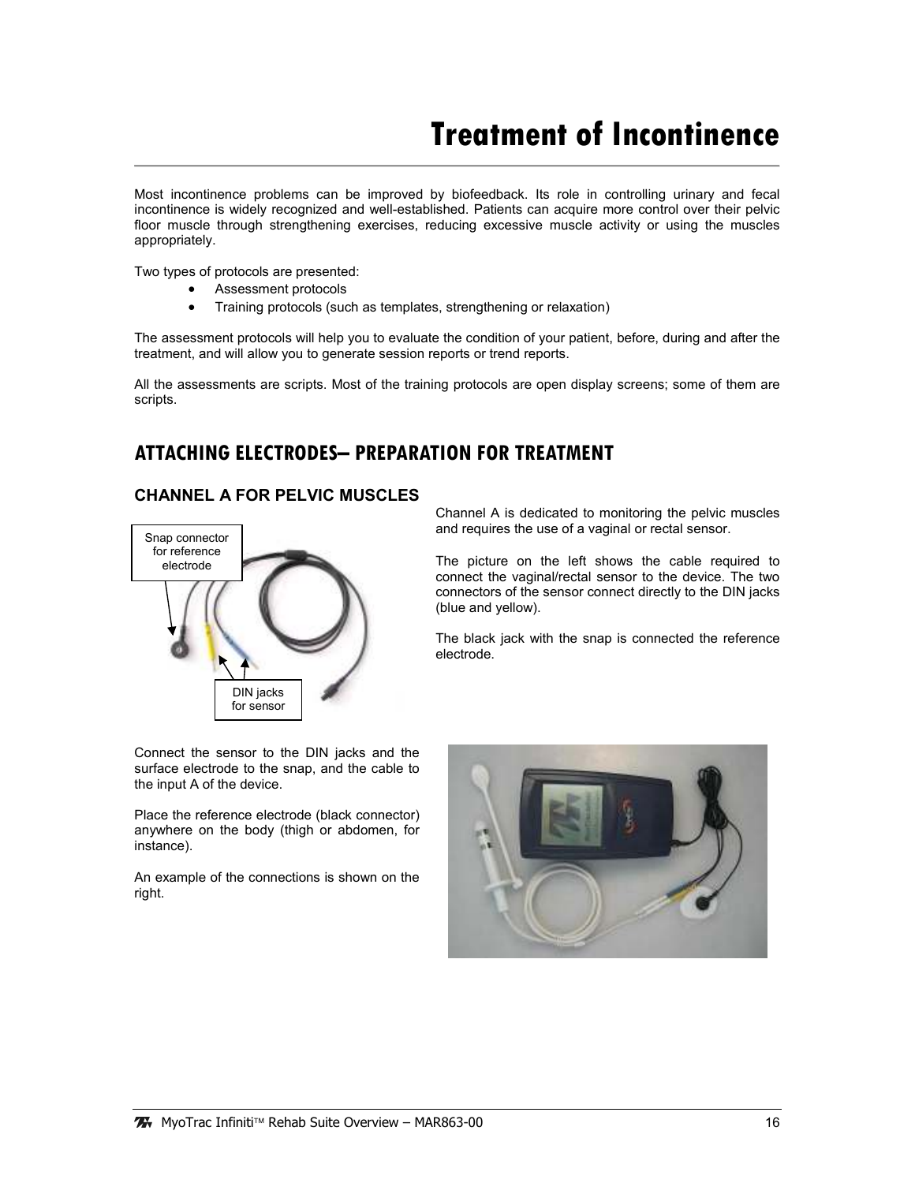# Treatment of Incontinence

Most incontinence problems can be improved by biofeedback. Its role in controlling urinary and fecal incontinence is widely recognized and well-established. Patients can acquire more control over their pelvic floor muscle through strengthening exercises, reducing excessive muscle activity or using the muscles appropriately.

Two types of protocols are presented:

- Assessment protocols
- Training protocols (such as templates, strengthening or relaxation)

The assessment protocols will help you to evaluate the condition of your patient, before, during and after the treatment, and will allow you to generate session reports or trend reports.

All the assessments are scripts. Most of the training protocols are open display screens; some of them are scripts.

## ATTACHING ELECTRODES– PREPARATION FOR TREATMENT

### CHANNEL A FOR PELVIC MUSCLES

Snap connector for reference electrode

DIN jacks for sensor

Channel A is dedicated to monitoring the pelvic muscles and requires the use of a vaginal or rectal sensor.

The picture on the left shows the cable required to connect the vaginal/rectal sensor to the device. The two connectors of the sensor connect directly to the DIN jacks (blue and yellow).

The black jack with the snap is connected the reference electrode.

Connect the sensor to the DIN jacks and the surface electrode to the snap, and the cable to the input A of the device.

Place the reference electrode (black connector) anywhere on the body (thigh or abdomen, for instance).

An example of the connections is shown on the right.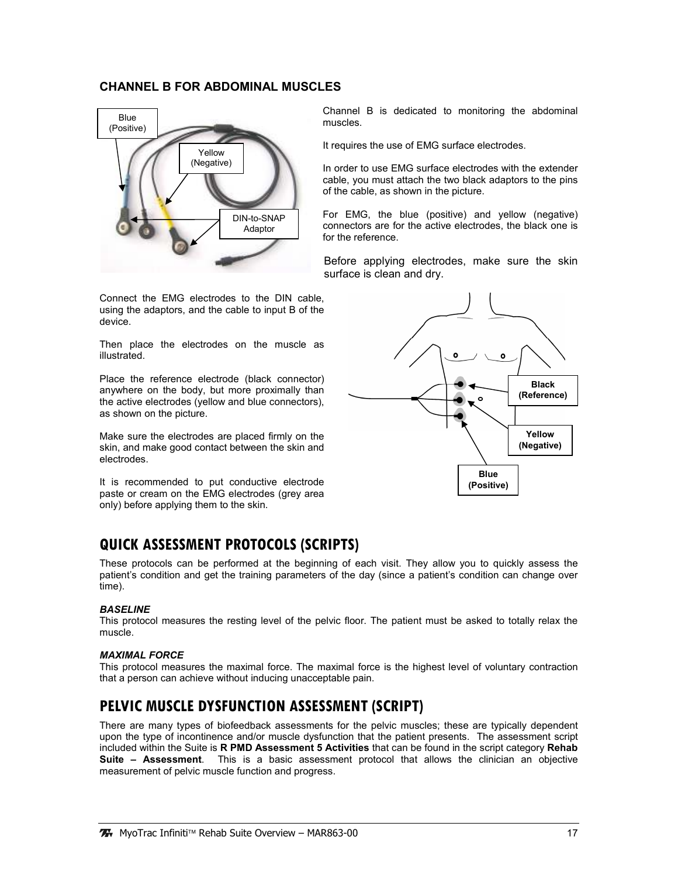### CHANNEL B FOR ABDOMINAL MUSCLES

Channel B is dedicated to monitoring the abdominal muscles.

It requires the use of EMG surface electrodes.

In order to use EMG surface electrodes with the extender cable, you must attach the two black adaptors to the pins of the cable, as shown in the picture.

For EMG, the blue (positive) and yellow (negative) connectors are for the active electrodes, the black one is for the reference.

Before applying electrodes, make sure the skin surface is clean and dry.

Connect the EMG electrodes to the DIN cable, using the adaptors, and the cable to input B of the device.

Then place the electrodes on the muscle as illustrated.

Place the reference electrode (black connector) anywhere on the body, but more proximally than the active electrodes (yellow and blue connectors), as shown on the picture.

Make sure the electrodes are placed firmly on the skin, and make good contact between the skin and electrodes.

It is recommended to put conductive electrode paste or cream on the EMG electrodes (grey area only) before applying them to the skin.

## QUICK ASSESSMENT PROTOCOLS (SCRIPTS)

These protocols can be performed at the beginning of each visit. They allow you to quickly assess the patient's condition and get the training parameters of the day (since a patient's condition can change over time).

***BASELINE***

This protocol measures the resting level of the pelvic floor. The patient must be asked to totally relax the muscle.

***MAXIMAL FORCE***

This protocol measures the maximal force. The maximal force is the highest level of voluntary contraction that a person can achieve without inducing unacceptable pain.

## PELVIC MUSCLE DYSFUNCTION ASSESSMENT (SCRIPT)

There are many types of biofeedback assessments for the pelvic muscles; these are typically dependent upon the type of incontinence and/or muscle dysfunction that the patient presents. The assessment script included within the Suite is **R PMD Assessment 5 Activities** that can be found in the script category **Rehab Suite – Assessment**. This is a basic assessment protocol that allows the clinician an objective measurement of pelvic muscle function and progress.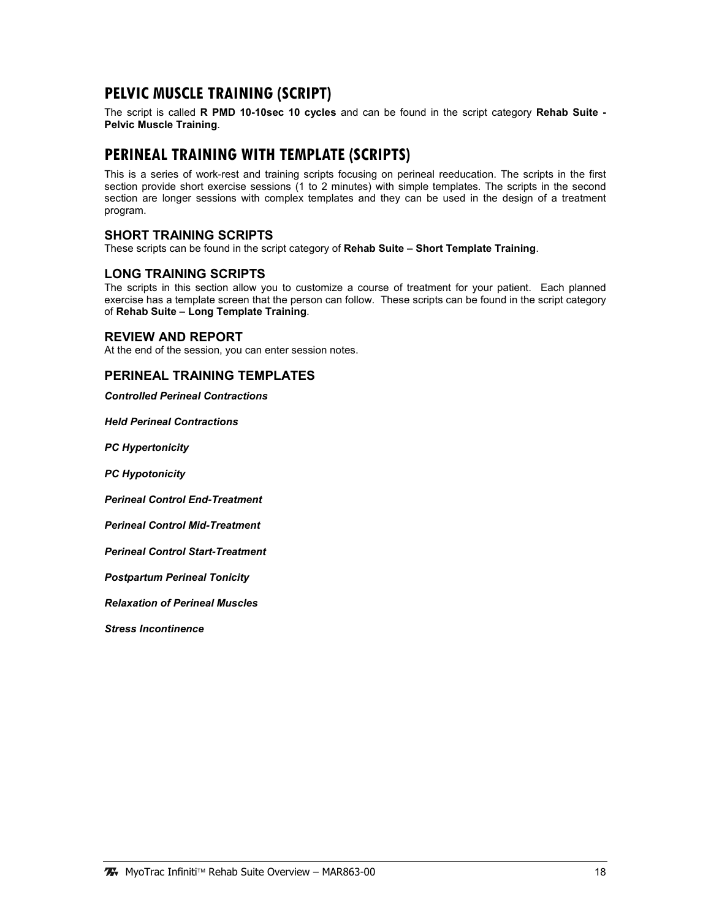## PELVIC MUSCLE TRAINING (SCRIPT)

The script is called **R PMD 10-10sec 10 cycles** and can be found in the script category **Rehab Suite - Pelvic Muscle Training**.

## PERINEAL TRAINING WITH TEMPLATE (SCRIPTS)

This is a series of work-rest and training scripts focusing on perineal reeducation. The scripts in the first section provide short exercise sessions (1 to 2 minutes) with simple templates. The scripts in the second section are longer sessions with complex templates and they can be used in the design of a treatment program.

### SHORT TRAINING SCRIPTS

These scripts can be found in the script category of **Rehab Suite – Short Template Training**.

### LONG TRAINING SCRIPTS

The scripts in this section allow you to customize a course of treatment for your patient. Each planned exercise has a template screen that the person can follow. These scripts can be found in the script category of **Rehab Suite – Long Template Training**.

### REVIEW AND REPORT

At the end of the session, you can enter session notes.

### PERINEAL TRAINING TEMPLATES

***Controlled Perineal Contractions***

***Held Perineal Contractions***

***PC Hypertonicity***

***PC Hypotonicity***

***Perineal Control End-Treatment***

***Perineal Control Mid-Treatment***

***Perineal Control Start-Treatment***

***Postpartum Perineal Tonicity***

***Relaxation of Perineal Muscles***

***Stress Incontinence***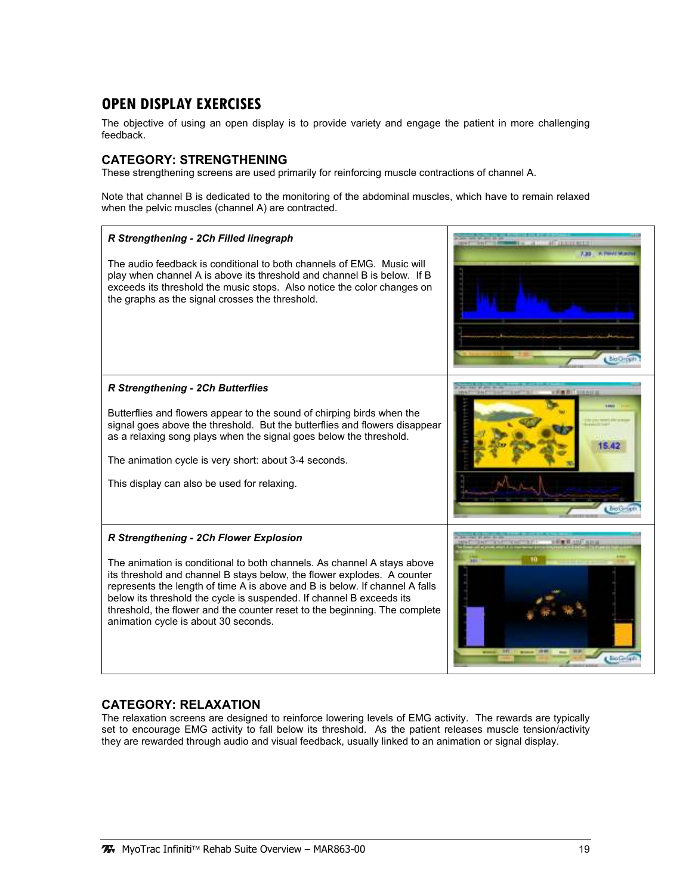## OPEN DISPLAY EXERCISES

The objective of using an open display is to provide variety and engage the patient in more challenging feedback.

### CATEGORY: STRENGTHENING

These strengthening screens are used primarily for reinforcing muscle contractions of channel A.

Note that channel B is dedicated to the monitoring of the abdominal muscles, which have to remain relaxed when the pelvic muscles (channel A) are contracted.

| | |
|---|---|
| ***R Strengthening - 2Ch Filled linegraph*** <br><br> The audio feedback is conditional to both channels of EMG. Music will play when channel A is above its threshold and channel B is below. If B exceeds its threshold the music stops. Also notice the color changes on the graphs as the signal crosses the threshold. | |
| ***R Strengthening - 2Ch Butterflies*** <br><br> Butterflies and flowers appear to the sound of chirping birds when the signal goes above the threshold. But the butterflies and flowers disappear as a relaxing song plays when the signal goes below the threshold. <br><br> The animation cycle is very short: about 3-4 seconds. <br><br> This display can also be used for relaxing. | |
| ***R Strengthening - 2Ch Flower Explosion*** <br><br> The animation is conditional to both channels. As channel A stays above its threshold and channel B stays below, the flower explodes. A counter represents the length of time A is above and B is below. If channel A falls below its threshold the cycle is suspended. If channel B exceeds its threshold, the flower and the counter reset to the beginning. The complete animation cycle is about 30 seconds. | |

### CATEGORY: RELAXATION

The relaxation screens are designed to reinforce lowering levels of EMG activity. The rewards are typically set to encourage EMG activity to fall below its threshold. As the patient releases muscle tension/activity they are rewarded through audio and visual feedback, usually linked to an animation or signal display.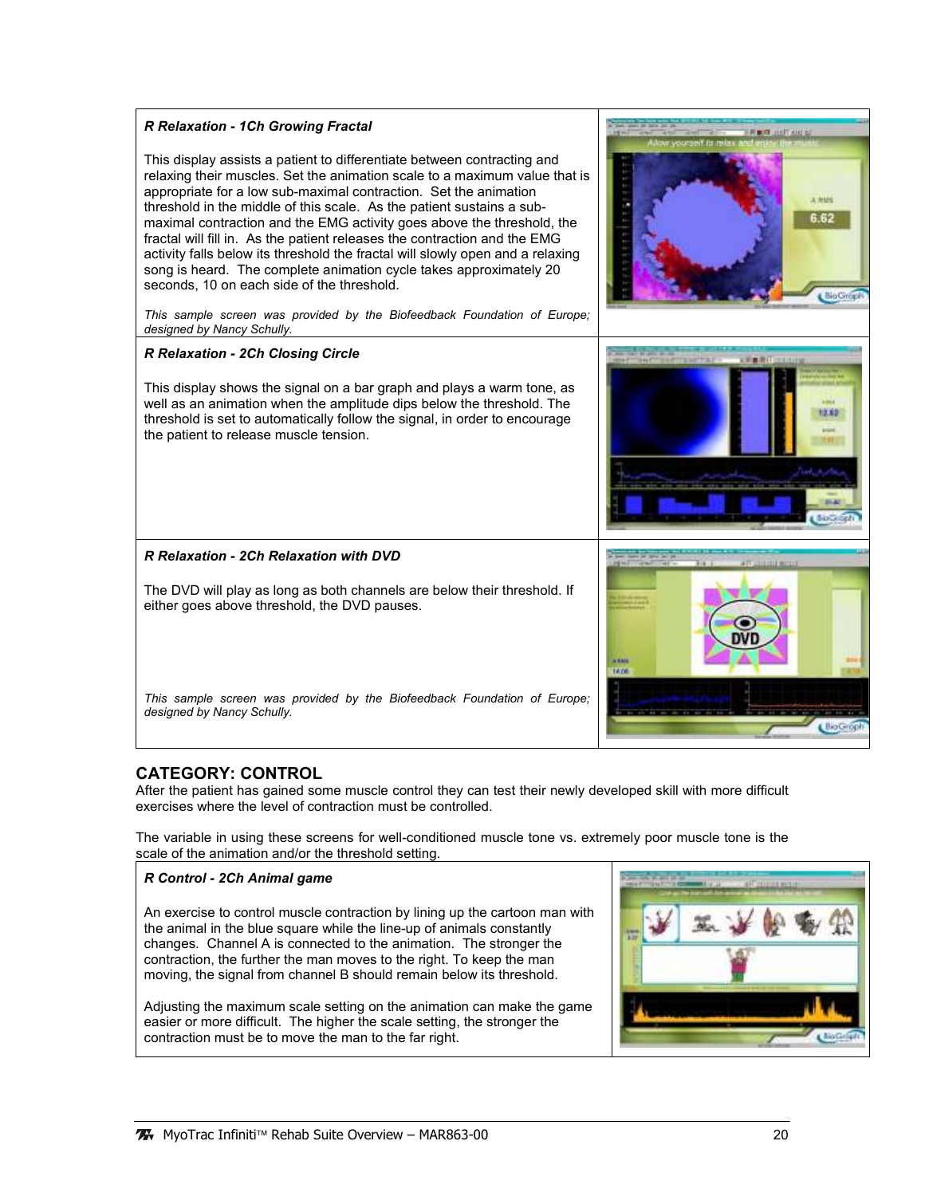### R Relaxation - 1Ch Growing Fractal

This display assists a patient to differentiate between contracting and relaxing their muscles. Set the animation scale to a maximum value that is appropriate for a low sub-maximal contraction. Set the animation threshold in the middle of this scale. As the patient sustains a sub-maximal contraction and the EMG activity goes above the threshold, the fractal will fill in. As the patient releases the contraction and the EMG activity falls below its threshold the fractal will slowly open and a relaxing song is heard. The complete animation cycle takes approximately 20 seconds, 10 on each side of the threshold.

*This sample screen was provided by the Biofeedback Foundation of Europe; designed by Nancy Schully.*

### R Relaxation - 2Ch Closing Circle

This display shows the signal on a bar graph and plays a warm tone, as well as an animation when the amplitude dips below the threshold. The threshold is set to automatically follow the signal, in order to encourage the patient to release muscle tension.

### R Relaxation - 2Ch Relaxation with DVD

The DVD will play as long as both channels are below their threshold. If either goes above threshold, the DVD pauses.

*This sample screen was provided by the Biofeedback Foundation of Europe; designed by Nancy Schully.*

## CATEGORY: CONTROL

After the patient has gained some muscle control they can test their newly developed skill with more difficult exercises where the level of contraction must be controlled.

The variable in using these screens for well-conditioned muscle tone vs. extremely poor muscle tone is the scale of the animation and/or the threshold setting.

### R Control - 2Ch Animal game

An exercise to control muscle contraction by lining up the cartoon man with the animal in the blue square while the line-up of animals constantly changes. Channel A is connected to the animation. The stronger the contraction, the further the man moves to the right. To keep the man moving, the signal from channel B should remain below its threshold.

Adjusting the maximum scale setting on the animation can make the game easier or more difficult. The higher the scale setting, the stronger the contraction must be to move the man to the far right.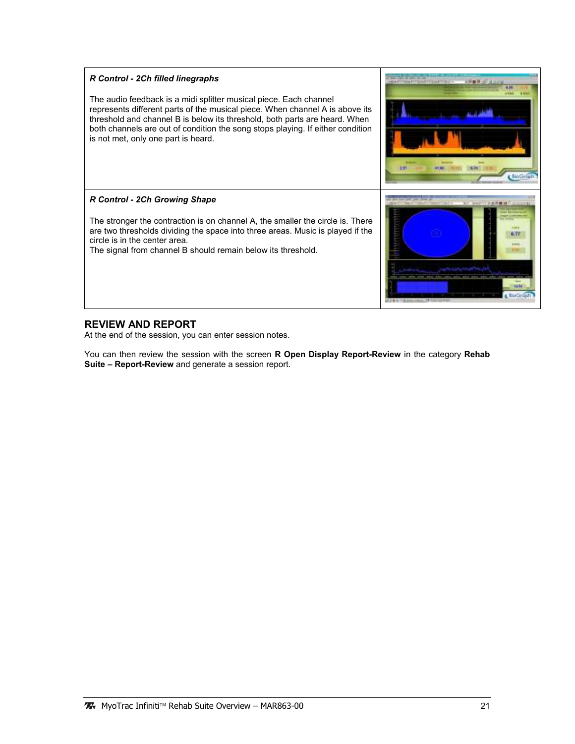| | |
|---|---|
| ***R Control - 2Ch filled linegraphs***<br><br>The audio feedback is a midi splitter musical piece. Each channel represents different parts of the musical piece. When channel A is above its threshold and channel B is below its threshold, both parts are heard. When both channels are out of condition the song stops playing. If either condition is not met, only one part is heard. | |
| ***R Control - 2Ch Growing Shape***<br><br>The stronger the contraction is on channel A, the smaller the circle is. There are two thresholds dividing the space into three areas. Music is played if the circle is in the center area.<br>The signal from channel B should remain below its threshold. | |

## REVIEW AND REPORT

At the end of the session, you can enter session notes.

You can then review the session with the screen **R Open Display Report-Review** in the category **Rehab Suite – Report-Review** and generate a session report.